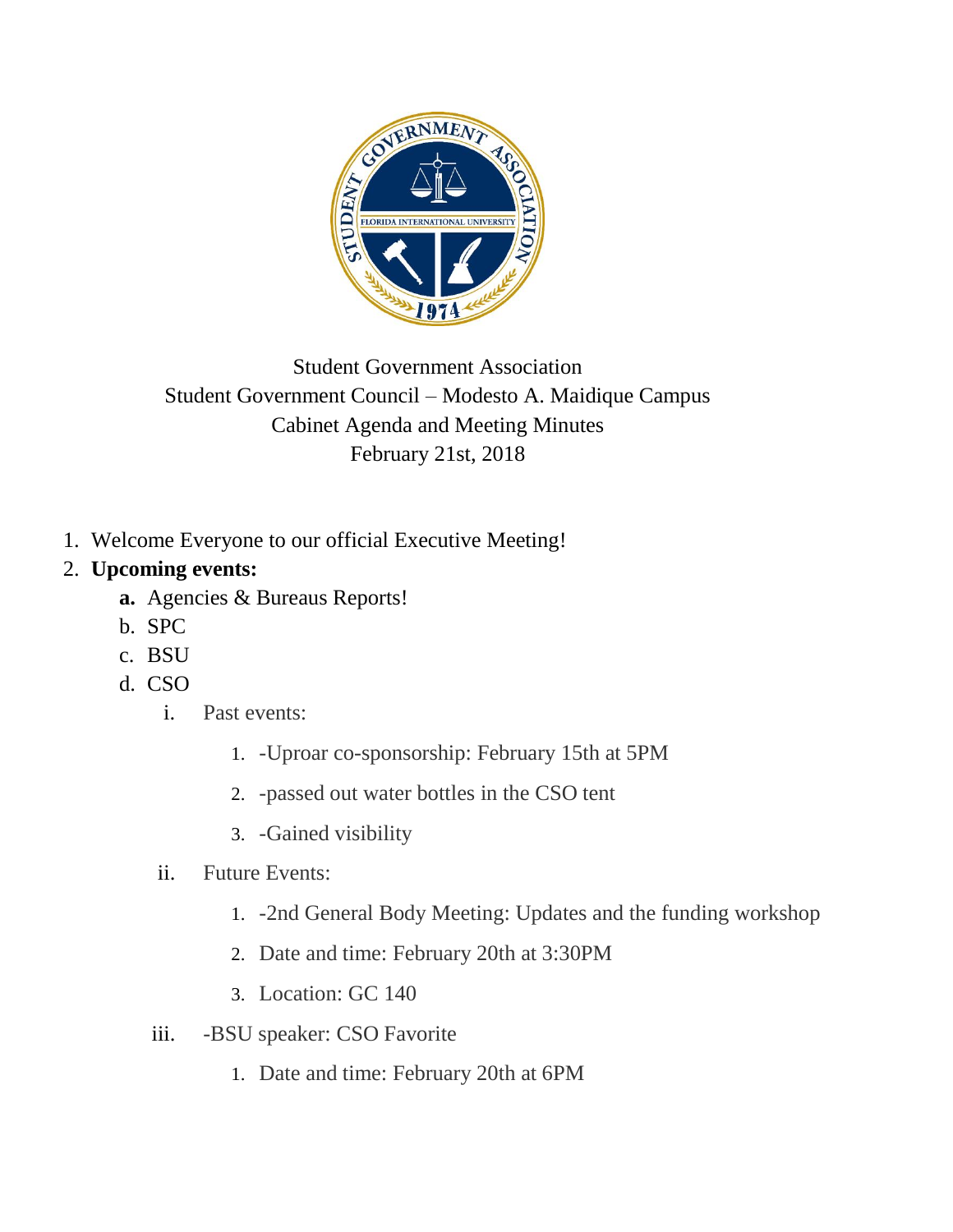Student Government Association
Student Government Council – Modesto A. Maidique Campus
Cabinet Agenda and Meeting Minutes
February 21st, 2018

1. Welcome Everyone to our official Executive Meeting!
2. **Upcoming events:**
   - **a.** Agencies & Bureaus Reports!
   - b. SPC
   - c. BSU
   - d. CSO
     - i. Past events:
       1. -Uproar co-sponsorship: February 15th at 5PM
       2. -passed out water bottles in the CSO tent
       3. -Gained visibility
     - ii. Future Events:
       1. -2nd General Body Meeting: Updates and the funding workshop
       2. Date and time: February 20th at 3:30PM
       3. Location: GC 140
     - iii. -BSU speaker: CSO Favorite
       1. Date and time: February 20th at 6PM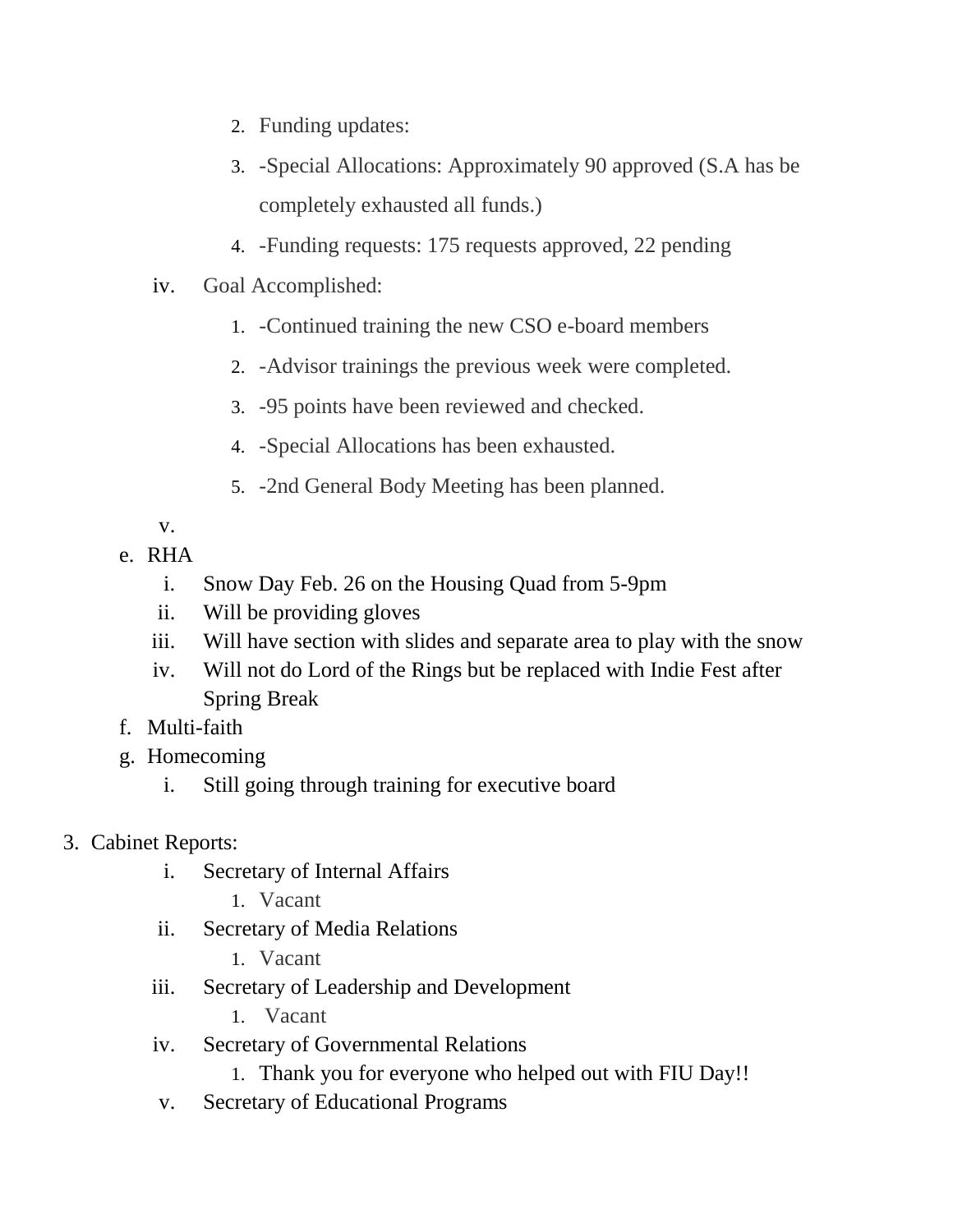2. Funding updates:
3. -Special Allocations: Approximately 90 approved (S.A has be completely exhausted all funds.)
4. -Funding requests: 175 requests approved, 22 pending

iv. Goal Accomplished:

1. -Continued training the new CSO e-board members
2. -Advisor trainings the previous week were completed.
3. -95 points have been reviewed and checked.
4. -Special Allocations has been exhausted.
5. -2nd General Body Meeting has been planned.

v.

e. RHA
   - i. Snow Day Feb. 26 on the Housing Quad from 5-9pm
   - ii. Will be providing gloves
   - iii. Will have section with slides and separate area to play with the snow
   - iv. Will not do Lord of the Rings but be replaced with Indie Fest after Spring Break

f. Multi-faith

g. Homecoming
   - i. Still going through training for executive board

3. Cabinet Reports:
   - i. Secretary of Internal Affairs
     1. Vacant
   - ii. Secretary of Media Relations
     1. Vacant
   - iii. Secretary of Leadership and Development
     1. Vacant
   - iv. Secretary of Governmental Relations
     1. Thank you for everyone who helped out with FIU Day!!
   - v. Secretary of Educational Programs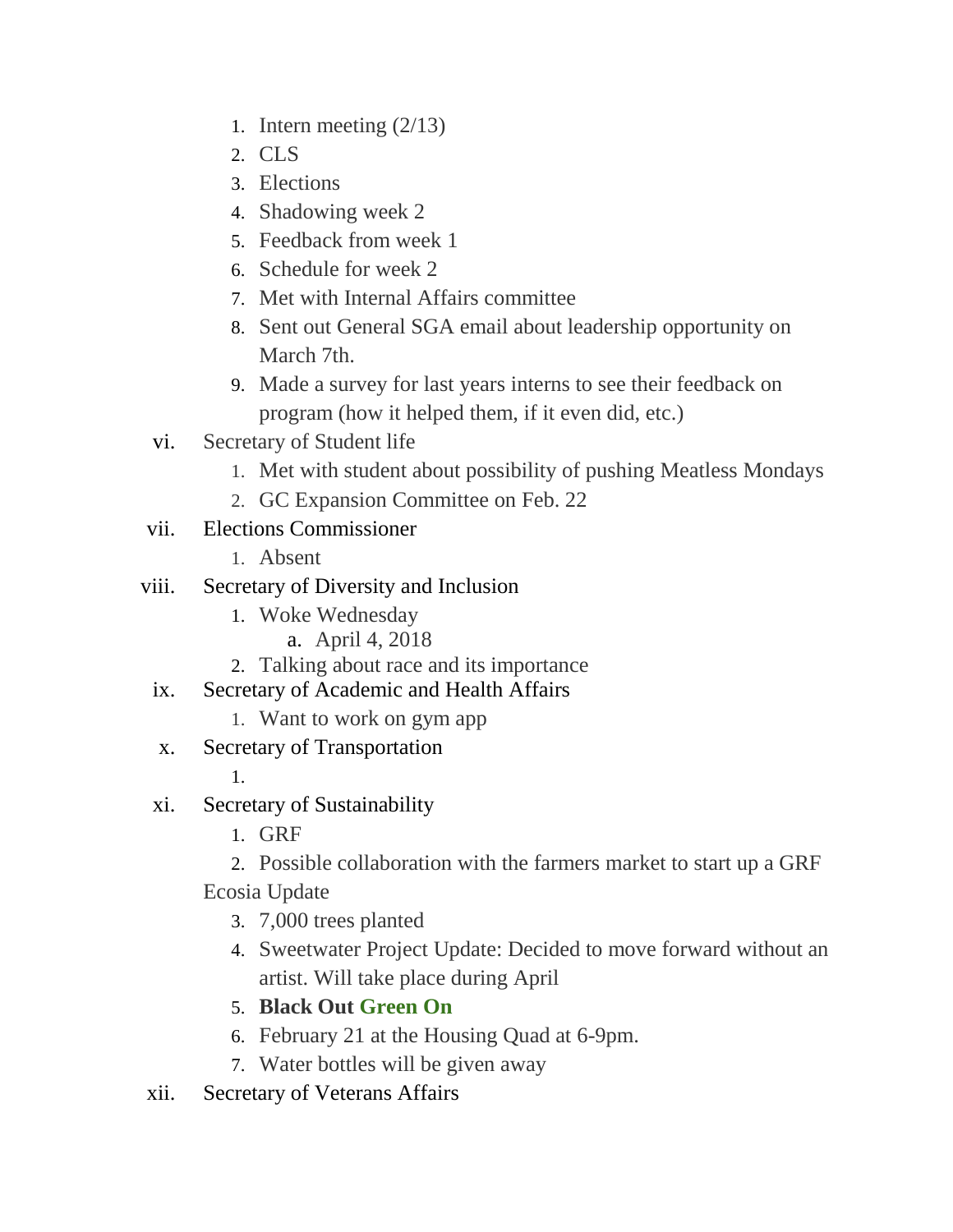1. Intern meeting (2/13)
2. CLS
3. Elections
4. Shadowing week 2
5. Feedback from week 1
6. Schedule for week 2
7. Met with Internal Affairs committee
8. Sent out General SGA email about leadership opportunity on March 7th.
9. Made a survey for last years interns to see their feedback on program (how it helped them, if it even did, etc.)

vi. Secretary of Student life
   1. Met with student about possibility of pushing Meatless Mondays
   2. GC Expansion Committee on Feb. 22

vii. Elections Commissioner
   1. Absent

viii. Secretary of Diversity and Inclusion
   1. Woke Wednesday
      a. April 4, 2018
   2. Talking about race and its importance

ix. Secretary of Academic and Health Affairs
   1. Want to work on gym app

x. Secretary of Transportation
   1.

xi. Secretary of Sustainability
   1. GRF
   2. Possible collaboration with the farmers market to start up a GRF

   Ecosia Update

   3. 7,000 trees planted
   4. Sweetwater Project Update: Decided to move forward without an artist. Will take place during April
   5. **Black Out Green On**
   6. February 21 at the Housing Quad at 6-9pm.
   7. Water bottles will be given away

xii. Secretary of Veterans Affairs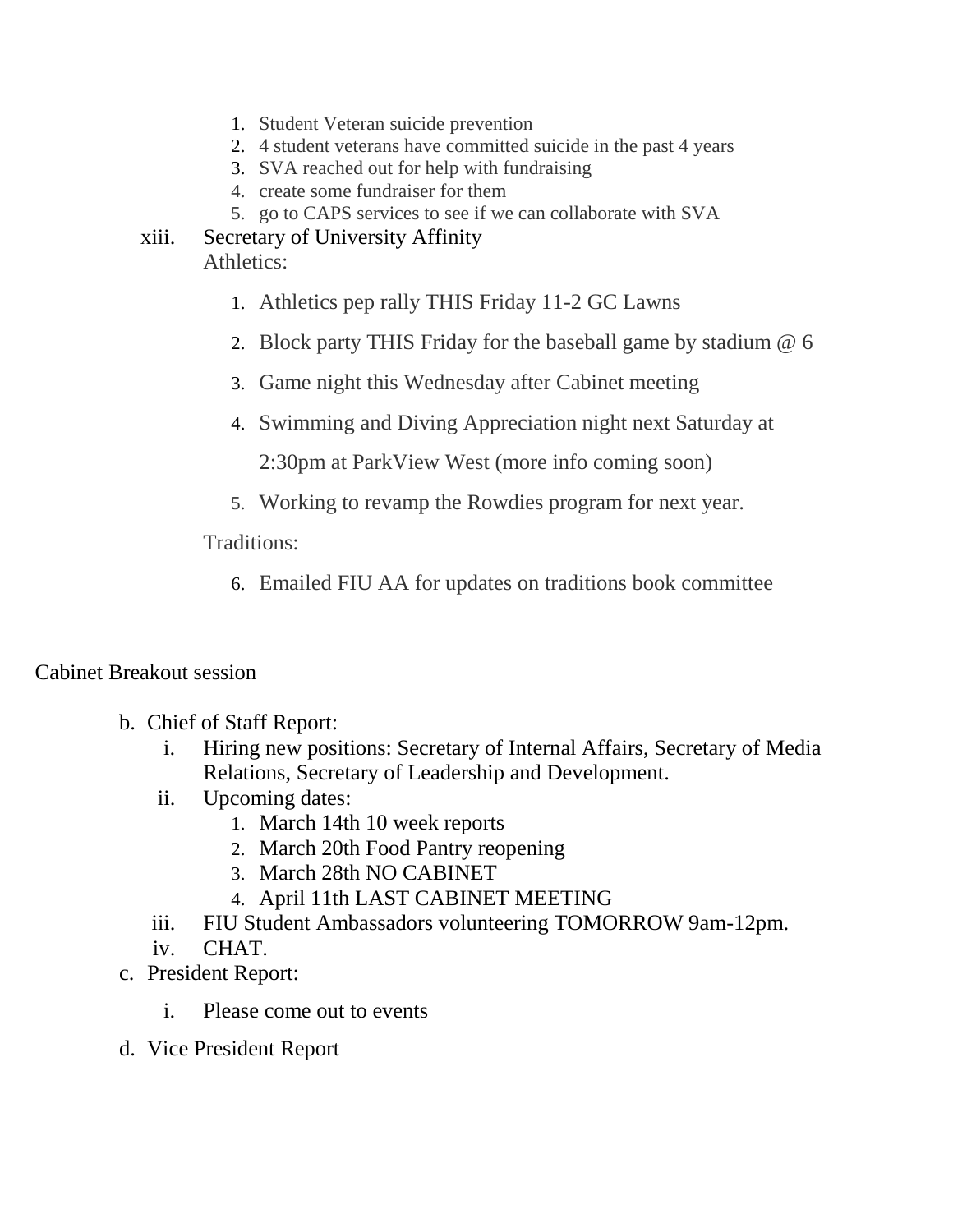1. Student Veteran suicide prevention
2. 4 student veterans have committed suicide in the past 4 years
3. SVA reached out for help with fundraising
4. create some fundraiser for them
5. go to CAPS services to see if we can collaborate with SVA

xiii. Secretary of University Affinity

Athletics:

1. Athletics pep rally THIS Friday 11-2 GC Lawns
2. Block party THIS Friday for the baseball game by stadium @ 6
3. Game night this Wednesday after Cabinet meeting
4. Swimming and Diving Appreciation night next Saturday at 2:30pm at ParkView West (more info coming soon)
5. Working to revamp the Rowdies program for next year.

Traditions:

6. Emailed FIU AA for updates on traditions book committee

Cabinet Breakout session

b. Chief of Staff Report:
   - i. Hiring new positions: Secretary of Internal Affairs, Secretary of Media Relations, Secretary of Leadership and Development.
   - ii. Upcoming dates:
     1. March 14th 10 week reports
     2. March 20th Food Pantry reopening
     3. March 28th NO CABINET
     4. April 11th LAST CABINET MEETING
   - iii. FIU Student Ambassadors volunteering TOMORROW 9am-12pm.
   - iv. CHAT.

c. President Report:
   - i. Please come out to events

d. Vice President Report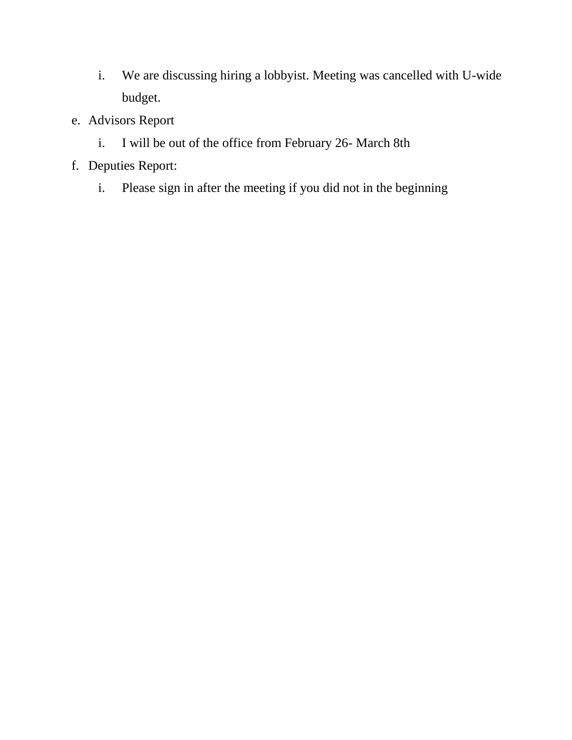i. We are discussing hiring a lobbyist. Meeting was cancelled with U-wide budget.

e. Advisors Report
   i. I will be out of the office from February 26- March 8th

f. Deputies Report:
   i. Please sign in after the meeting if you did not in the beginning